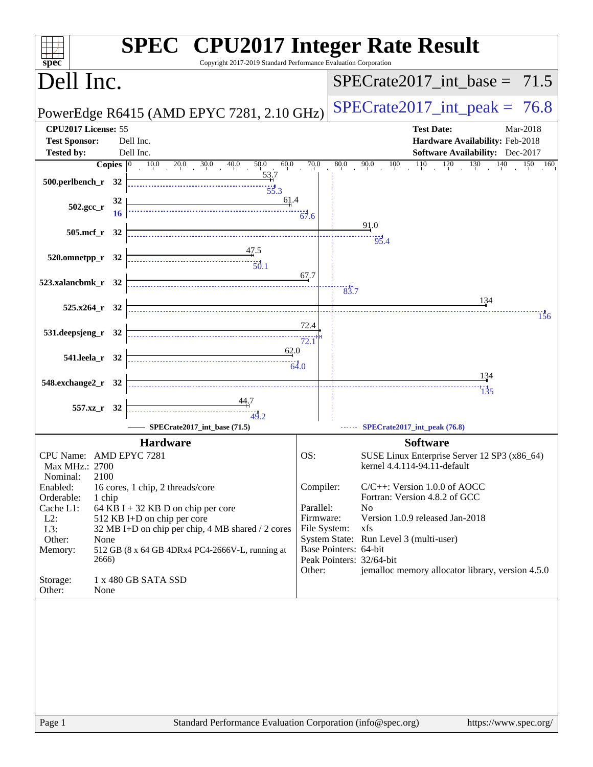# SPEC CPU2017 Integer Rate Result

Copyright 2017-2019 Standard Performance Evaluation Corporation

## Dell Inc.

PowerEdge R6415 (AMD EPYC 7281, 2.10 GHz)

SPECrate2017_int_base = 71.5

SPECrate2017_int_peak = 76.8

| | | | |
|---|---|---|---|
| **CPU2017 License:** | 55 | **Test Date:** | Mar-2018 |
| **Test Sponsor:** | Dell Inc. | **Hardware Availability:** | Feb-2018 |
| **Tested by:** | Dell Inc. | **Software Availability:** | Dec-2017 |

| Benchmark | Copies (base) | Base | Copies (peak) | Peak |
|---|---|---|---|---|
| 500.perlbench_r | 32 | 53.7 | 32 | 55.3 |
| 502.gcc_r | 32 | 61.4 | 16 | 67.6 |
| 505.mcf_r | 32 | 91.0 | 32 | 95.4 |
| 520.omnetpp_r | 32 | 47.5 | 32 | 50.1 |
| 523.xalancbmk_r | 32 | 67.7 | 32 | 83.7 |
| 525.x264_r | 32 | 134 | 32 | 156 |
| 531.deepsjeng_r | 32 | 72.4 | 32 | 72.1 |
| 541.leela_r | 32 | 62.0 | 32 | 64.0 |
| 548.exchange2_r | 32 | 134 | 32 | 135 |
| 557.xz_r | 32 | 44.7 | 32 | 49.2 |

SPECrate2017_int_base (71.5) — SPECrate2017_int_peak (76.8)

### Hardware

| | |
|---|---|
| CPU Name: | AMD EPYC 7281 |
| Max MHz.: | 2700 |
| Nominal: | 2100 |
| Enabled: | 16 cores, 1 chip, 2 threads/core |
| Orderable: | 1 chip |
| Cache L1: | 64 KB I + 32 KB D on chip per core |
| L2: | 512 KB I+D on chip per core |
| L3: | 32 MB I+D on chip per chip, 4 MB shared / 2 cores |
| Other: | None |
| Memory: | 512 GB (8 x 64 GB 4DRx4 PC4-2666V-L, running at 2666) |
| Storage: | 1 x 480 GB SATA SSD |
| Other: | None |

### Software

| | |
|---|---|
| OS: | SUSE Linux Enterprise Server 12 SP3 (x86_64) kernel 4.4.114-94.11-default |
| Compiler: | C/C++: Version 1.0.0 of AOCC<br>Fortran: Version 4.8.2 of GCC |
| Parallel: | No |
| Firmware: | Version 1.0.9 released Jan-2018 |
| File System: | xfs |
| System State: | Run Level 3 (multi-user) |
| Base Pointers: | 64-bit |
| Peak Pointers: | 32/64-bit |
| Other: | jemalloc memory allocator library, version 4.5.0 |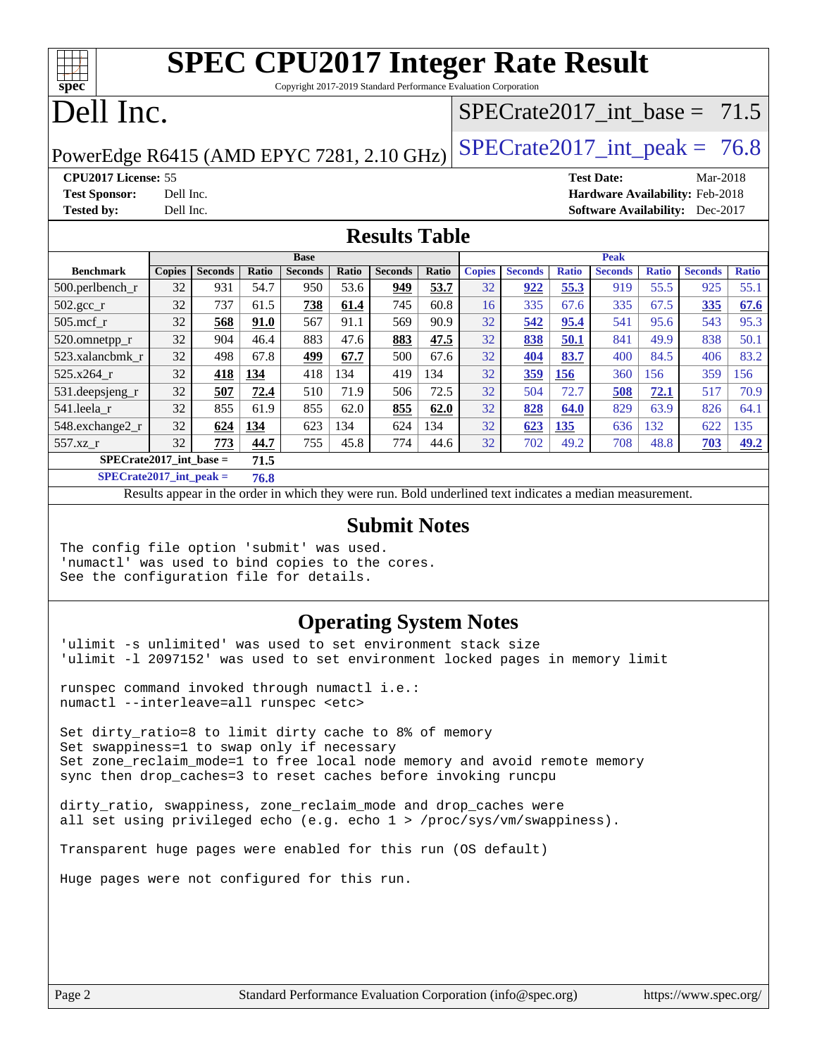# SPEC CPU2017 Integer Rate Result

Copyright 2017-2019 Standard Performance Evaluation Corporation

# Dell Inc.

PowerEdge R6415 (AMD EPYC 7281, 2.10 GHz)

SPECrate2017_int_base = 71.5

SPECrate2017_int_peak = 76.8

**CPU2017 License:** 55
**Test Sponsor:** Dell Inc.
**Tested by:** Dell Inc.

**Test Date:** Mar-2018
**Hardware Availability:** Feb-2018
**Software Availability:** Dec-2017

## Results Table

| Benchmark | Base | | | | | | | Peak | | | | | | |
|---|---|---|---|---|---|---|---|---|---|---|---|---|---|---|
| | Copies | Seconds | Ratio | Seconds | Ratio | Seconds | Ratio | Copies | Seconds | Ratio | Seconds | Ratio | Seconds | Ratio |
| 500.perlbench_r | 32 | 931 | 54.7 | 950 | 53.6 | **949** | **53.7** | 32 | **922** | **55.3** | 919 | 55.5 | 925 | 55.1 |
| 502.gcc_r | 32 | 737 | 61.5 | **738** | **61.4** | 745 | 60.8 | 16 | 335 | 67.6 | 335 | 67.5 | **335** | **67.6** |
| 505.mcf_r | 32 | **568** | **91.0** | 567 | 91.1 | 569 | 90.9 | 32 | **542** | **95.4** | 541 | 95.6 | 543 | 95.3 |
| 520.omnetpp_r | 32 | 904 | 46.4 | 883 | 47.6 | **883** | **47.5** | 32 | **838** | **50.1** | 841 | 49.9 | 838 | 50.1 |
| 523.xalancbmk_r | 32 | 498 | 67.8 | **499** | **67.7** | 500 | 67.6 | 32 | **404** | **83.7** | 400 | 84.5 | 406 | 83.2 |
| 525.x264_r | 32 | **418** | **134** | 418 | 134 | 419 | 134 | 32 | **359** | **156** | 360 | 156 | 359 | 156 |
| 531.deepsjeng_r | 32 | **507** | **72.4** | 510 | 71.9 | 506 | 72.5 | 32 | 504 | 72.7 | **508** | **72.1** | 517 | 70.9 |
| 541.leela_r | 32 | 855 | 61.9 | 855 | 62.0 | **855** | **62.0** | 32 | **828** | **64.0** | 829 | 63.9 | 826 | 64.1 |
| 548.exchange2_r | 32 | **624** | **134** | 623 | 134 | 624 | 134 | 32 | **623** | **135** | 636 | 132 | 622 | 135 |
| 557.xz_r | 32 | **773** | **44.7** | 755 | 45.8 | 774 | 44.6 | 32 | 702 | 49.2 | 708 | 48.8 | **703** | **49.2** |

**SPECrate2017_int_base = 71.5**

**SPECrate2017_int_peak = 76.8**

Results appear in the order in which they were run. Bold underlined text indicates a median measurement.

## Submit Notes

```
The config file option 'submit' was used.
'numactl' was used to bind copies to the cores.
See the configuration file for details.
```

## Operating System Notes

```
'ulimit -s unlimited' was used to set environment stack size
'ulimit -l 2097152' was used to set environment locked pages in memory limit

runspec command invoked through numactl i.e.:
numactl --interleave=all runspec <etc>

Set dirty_ratio=8 to limit dirty cache to 8% of memory
Set swappiness=1 to swap only if necessary
Set zone_reclaim_mode=1 to free local node memory and avoid remote memory
sync then drop_caches=3 to reset caches before invoking runcpu

dirty_ratio, swappiness, zone_reclaim_mode and drop_caches were
all set using privileged echo (e.g. echo 1 > /proc/sys/vm/swappiness).

Transparent huge pages were enabled for this run (OS default)

Huge pages were not configured for this run.
```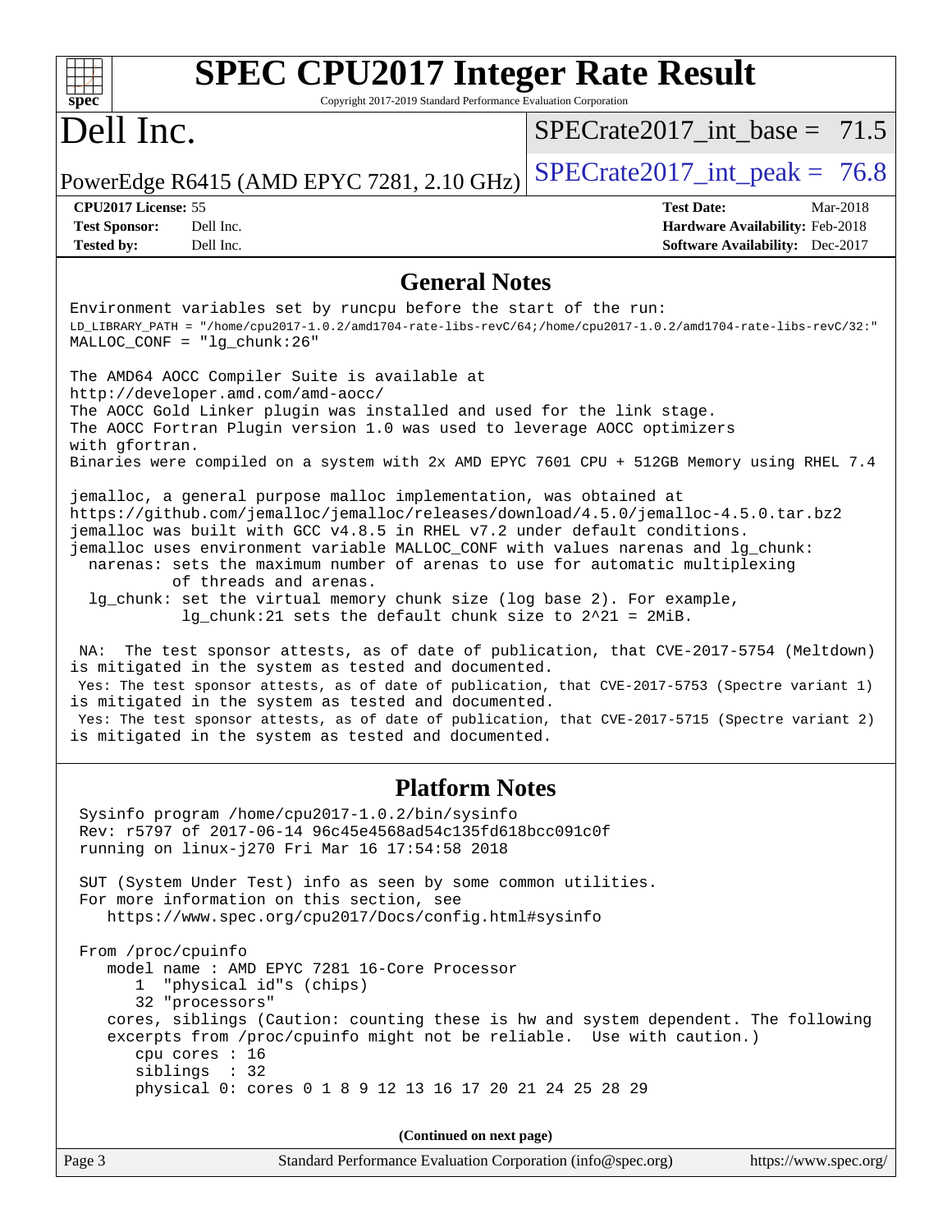# SPEC CPU2017 Integer Rate Result

Copyright 2017-2019 Standard Performance Evaluation Corporation

# Dell Inc.

PowerEdge R6415 (AMD EPYC 7281, 2.10 GHz)

SPECrate2017_int_base = 71.5

SPECrate2017_int_peak = 76.8

| | | | |
|---|---|---|---|
| **CPU2017 License:** | 55 | **Test Date:** | Mar-2018 |
| **Test Sponsor:** | Dell Inc. | **Hardware Availability:** | Feb-2018 |
| **Tested by:** | Dell Inc. | **Software Availability:** | Dec-2017 |

## General Notes

```
Environment variables set by runcpu before the start of the run:
LD_LIBRARY_PATH = "/home/cpu2017-1.0.2/amd1704-rate-libs-revC/64;/home/cpu2017-1.0.2/amd1704-rate-libs-revC/32:"
MALLOC_CONF = "lg_chunk:26"

The AMD64 AOCC Compiler Suite is available at
http://developer.amd.com/amd-aocc/
The AOCC Gold Linker plugin was installed and used for the link stage.
The AOCC Fortran Plugin version 1.0 was used to leverage AOCC optimizers
with gfortran.
Binaries were compiled on a system with 2x AMD EPYC 7601 CPU + 512GB Memory using RHEL 7.4

jemalloc, a general purpose malloc implementation, was obtained at
https://github.com/jemalloc/jemalloc/releases/download/4.5.0/jemalloc-4.5.0.tar.bz2
jemalloc was built with GCC v4.8.5 in RHEL v7.2 under default conditions.
jemalloc uses environment variable MALLOC_CONF with values narenas and lg_chunk:
  narenas: sets the maximum number of arenas to use for automatic multiplexing
           of threads and arenas.
  lg_chunk: set the virtual memory chunk size (log base 2). For example,
            lg_chunk:21 sets the default chunk size to 2^21 = 2MiB.

 NA:  The test sponsor attests, as of date of publication, that CVE-2017-5754 (Meltdown)
is mitigated in the system as tested and documented.
 Yes: The test sponsor attests, as of date of publication, that CVE-2017-5753 (Spectre variant 1)
is mitigated in the system as tested and documented.
 Yes: The test sponsor attests, as of date of publication, that CVE-2017-5715 (Spectre variant 2)
is mitigated in the system as tested and documented.
```

## Platform Notes

```
 Sysinfo program /home/cpu2017-1.0.2/bin/sysinfo
 Rev: r5797 of 2017-06-14 96c45e4568ad54c135fd618bcc091c0f
 running on linux-j270 Fri Mar 16 17:54:58 2018

 SUT (System Under Test) info as seen by some common utilities.
 For more information on this section, see
    https://www.spec.org/cpu2017/Docs/config.html#sysinfo

 From /proc/cpuinfo
    model name : AMD EPYC 7281 16-Core Processor
       1  "physical id"s (chips)
       32 "processors"
    cores, siblings (Caution: counting these is hw and system dependent. The following
    excerpts from /proc/cpuinfo might not be reliable.  Use with caution.)
       cpu cores : 16
       siblings  : 32
       physical 0: cores 0 1 8 9 12 13 16 17 20 21 24 25 28 29
```

**(Continued on next page)**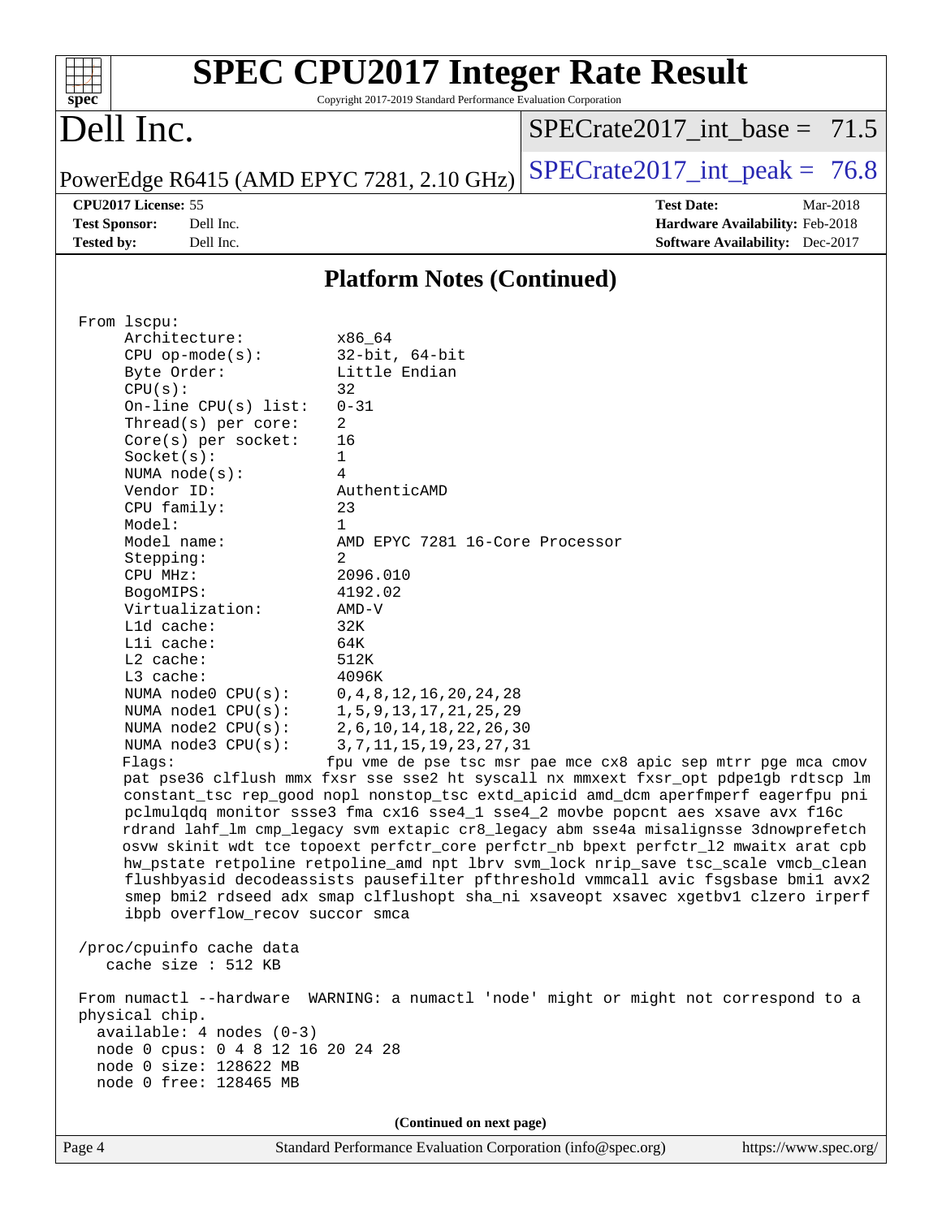## Platform Notes (Continued)

```
From lscpu:
     Architecture:          x86_64
     CPU op-mode(s):        32-bit, 64-bit
     Byte Order:            Little Endian
     CPU(s):                32
     On-line CPU(s) list:   0-31
     Thread(s) per core:    2
     Core(s) per socket:    16
     Socket(s):             1
     NUMA node(s):          4
     Vendor ID:             AuthenticAMD
     CPU family:            23
     Model:                 1
     Model name:            AMD EPYC 7281 16-Core Processor
     Stepping:              2
     CPU MHz:               2096.010
     BogoMIPS:              4192.02
     Virtualization:        AMD-V
     L1d cache:             32K
     L1i cache:             64K
     L2 cache:              512K
     L3 cache:              4096K
     NUMA node0 CPU(s):     0,4,8,12,16,20,24,28
     NUMA node1 CPU(s):     1,5,9,13,17,21,25,29
     NUMA node2 CPU(s):     2,6,10,14,18,22,26,30
     NUMA node3 CPU(s):     3,7,11,15,19,23,27,31
     Flags:                 fpu vme de pse tsc msr pae mce cx8 apic sep mtrr pge mca cmov
     pat pse36 clflush mmx fxsr sse sse2 ht syscall nx mmxext fxsr_opt pdpe1gb rdtscp lm
     constant_tsc rep_good nopl nonstop_tsc extd_apicid amd_dcm aperfmperf eagerfpu pni
     pclmulqdq monitor ssse3 fma cx16 sse4_1 sse4_2 movbe popcnt aes xsave avx f16c
     rdrand lahf_lm cmp_legacy svm extapic cr8_legacy abm sse4a misalignsse 3dnowprefetch
     osvw skinit wdt tce topoext perfctr_core perfctr_nb bpext perfctr_l2 mwaitx arat cpb
     hw_pstate retpoline retpoline_amd npt lbrv svm_lock nrip_save tsc_scale vmcb_clean
     flushbyasid decodeassists pausefilter pfthreshold vmmcall avic fsgsbase bmi1 avx2
     smep bmi2 rdseed adx smap clflushopt sha_ni xsaveopt xsavec xgetbv1 clzero irperf
     ibpb overflow_recov succor smca

 /proc/cpuinfo cache data
    cache size : 512 KB

 From numactl --hardware  WARNING: a numactl 'node' might or might not correspond to a
 physical chip.
   available: 4 nodes (0-3)
   node 0 cpus: 0 4 8 12 16 20 24 28
   node 0 size: 128622 MB
   node 0 free: 128465 MB
```

(Continued on next page)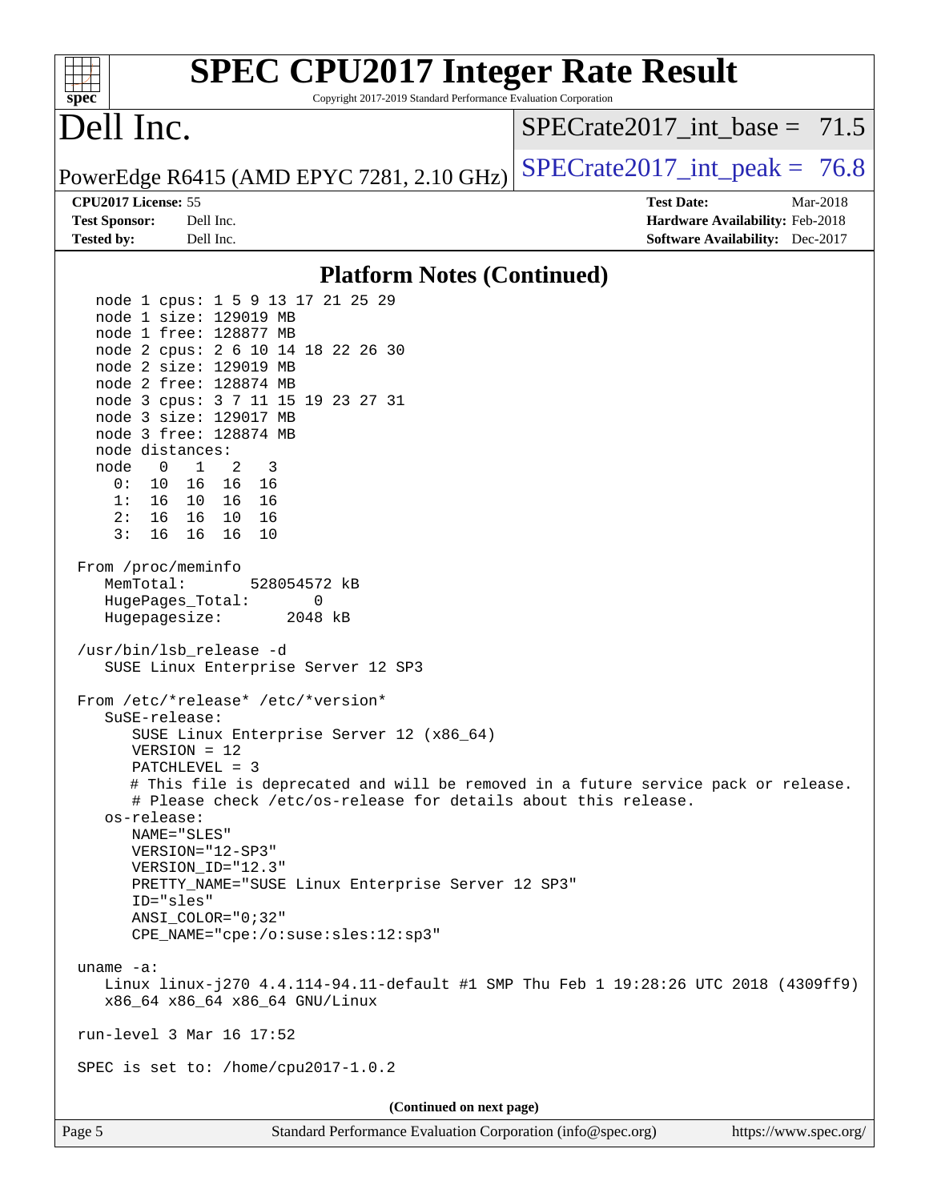# SPEC CPU2017 Integer Rate Result

Copyright 2017-2019 Standard Performance Evaluation Corporation

## Dell Inc.

PowerEdge R6415 (AMD EPYC 7281, 2.10 GHz)

SPECrate2017_int_base = 71.5

SPECrate2017_int_peak = 76.8

**CPU2017 License:** 55
**Test Sponsor:** Dell Inc.
**Tested by:** Dell Inc.

**Test Date:** Mar-2018
**Hardware Availability:** Feb-2018
**Software Availability:** Dec-2017

### Platform Notes (Continued)

```
    node 1 cpus: 1 5 9 13 17 21 25 29
    node 1 size: 129019 MB
    node 1 free: 128877 MB
    node 2 cpus: 2 6 10 14 18 22 26 30
    node 2 size: 129019 MB
    node 2 free: 128874 MB
    node 3 cpus: 3 7 11 15 19 23 27 31
    node 3 size: 129017 MB
    node 3 free: 128874 MB
    node distances:
    node   0   1   2   3
      0:  10  16  16  16
      1:  16  10  16  16
      2:  16  16  10  16
      3:  16  16  16  10

  From /proc/meminfo
     MemTotal:       528054572 kB
     HugePages_Total:       0
     Hugepagesize:       2048 kB

  /usr/bin/lsb_release -d
     SUSE Linux Enterprise Server 12 SP3

  From /etc/*release* /etc/*version*
     SuSE-release:
        SUSE Linux Enterprise Server 12 (x86_64)
        VERSION = 12
        PATCHLEVEL = 3
        # This file is deprecated and will be removed in a future service pack or release.
        # Please check /etc/os-release for details about this release.
     os-release:
        NAME="SLES"
        VERSION="12-SP3"
        VERSION_ID="12.3"
        PRETTY_NAME="SUSE Linux Enterprise Server 12 SP3"
        ID="sles"
        ANSI_COLOR="0;32"
        CPE_NAME="cpe:/o:suse:sles:12:sp3"

  uname -a:
     Linux linux-j270 4.4.114-94.11-default #1 SMP Thu Feb 1 19:28:26 UTC 2018 (4309ff9)
     x86_64 x86_64 x86_64 GNU/Linux

  run-level 3 Mar 16 17:52

  SPEC is set to: /home/cpu2017-1.0.2
```

(Continued on next page)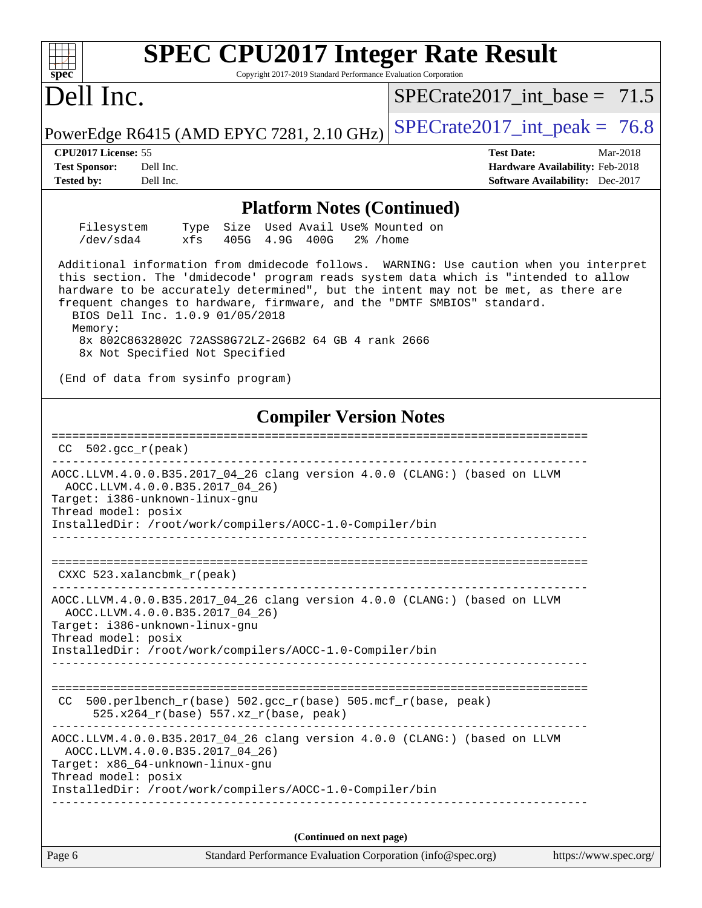## Platform Notes (Continued)

```
    Filesystem     Type  Size  Used Avail Use% Mounted on
    /dev/sda4      xfs   405G  4.9G  400G   2% /home

 Additional information from dmidecode follows.  WARNING: Use caution when you interpret
 this section. The 'dmidecode' program reads system data which is "intended to allow
 hardware to be accurately determined", but the intent may not be met, as there are
 frequent changes to hardware, firmware, and the "DMTF SMBIOS" standard.
   BIOS Dell Inc. 1.0.9 01/05/2018
   Memory:
     8x 802C8632802C 72ASS8G72LZ-2G6B2 64 GB 4 rank 2666
     8x Not Specified Not Specified

 (End of data from sysinfo program)
```

## Compiler Version Notes

```
==============================================================================
 CC  502.gcc_r(peak)
------------------------------------------------------------------------------
AOCC.LLVM.4.0.0.B35.2017_04_26 clang version 4.0.0 (CLANG:) (based on LLVM
  AOCC.LLVM.4.0.0.B35.2017_04_26)
Target: i386-unknown-linux-gnu
Thread model: posix
InstalledDir: /root/work/compilers/AOCC-1.0-Compiler/bin
------------------------------------------------------------------------------

==============================================================================
 CXXC 523.xalancbmk_r(peak)
------------------------------------------------------------------------------
AOCC.LLVM.4.0.0.B35.2017_04_26 clang version 4.0.0 (CLANG:) (based on LLVM
  AOCC.LLVM.4.0.0.B35.2017_04_26)
Target: i386-unknown-linux-gnu
Thread model: posix
InstalledDir: /root/work/compilers/AOCC-1.0-Compiler/bin
------------------------------------------------------------------------------

==============================================================================
 CC  500.perlbench_r(base) 502.gcc_r(base) 505.mcf_r(base, peak)
      525.x264_r(base) 557.xz_r(base, peak)
------------------------------------------------------------------------------
AOCC.LLVM.4.0.0.B35.2017_04_26 clang version 4.0.0 (CLANG:) (based on LLVM
  AOCC.LLVM.4.0.0.B35.2017_04_26)
Target: x86_64-unknown-linux-gnu
Thread model: posix
InstalledDir: /root/work/compilers/AOCC-1.0-Compiler/bin
------------------------------------------------------------------------------
```

**(Continued on next page)**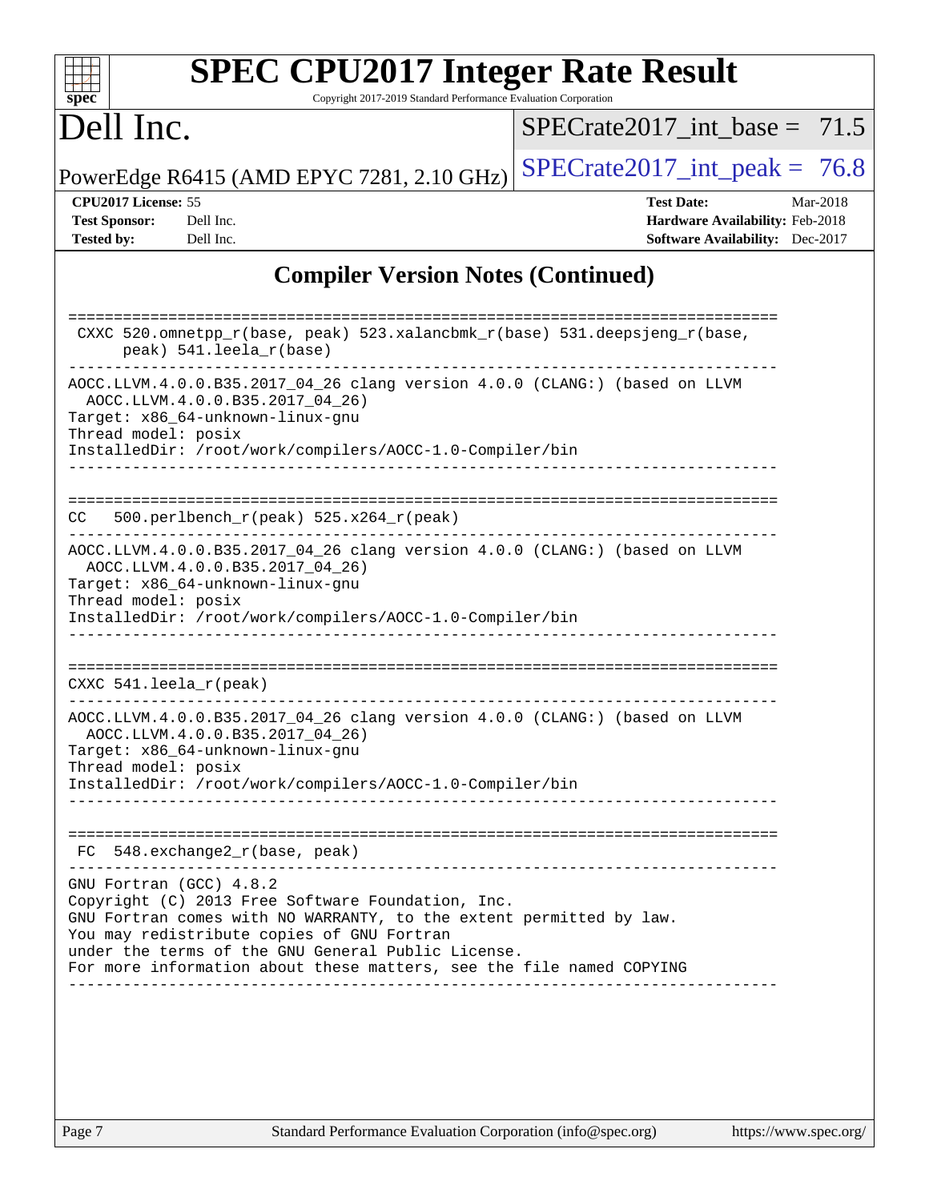## Compiler Version Notes (Continued)

```
==============================================================================
 CXXC 520.omnetpp_r(base, peak) 523.xalancbmk_r(base) 531.deepsjeng_r(base,
      peak) 541.leela_r(base)
------------------------------------------------------------------------------
AOCC.LLVM.4.0.0.B35.2017_04_26 clang version 4.0.0 (CLANG:) (based on LLVM
  AOCC.LLVM.4.0.0.B35.2017_04_26)
Target: x86_64-unknown-linux-gnu
Thread model: posix
InstalledDir: /root/work/compilers/AOCC-1.0-Compiler/bin
------------------------------------------------------------------------------

==============================================================================
CC  500.perlbench_r(peak) 525.x264_r(peak)
------------------------------------------------------------------------------
AOCC.LLVM.4.0.0.B35.2017_04_26 clang version 4.0.0 (CLANG:) (based on LLVM
  AOCC.LLVM.4.0.0.B35.2017_04_26)
Target: x86_64-unknown-linux-gnu
Thread model: posix
InstalledDir: /root/work/compilers/AOCC-1.0-Compiler/bin
------------------------------------------------------------------------------

==============================================================================
CXXC 541.leela_r(peak)
------------------------------------------------------------------------------
AOCC.LLVM.4.0.0.B35.2017_04_26 clang version 4.0.0 (CLANG:) (based on LLVM
  AOCC.LLVM.4.0.0.B35.2017_04_26)
Target: x86_64-unknown-linux-gnu
Thread model: posix
InstalledDir: /root/work/compilers/AOCC-1.0-Compiler/bin
------------------------------------------------------------------------------

==============================================================================
 FC  548.exchange2_r(base, peak)
------------------------------------------------------------------------------
GNU Fortran (GCC) 4.8.2
Copyright (C) 2013 Free Software Foundation, Inc.
GNU Fortran comes with NO WARRANTY, to the extent permitted by law.
You may redistribute copies of GNU Fortran
under the terms of the GNU General Public License.
For more information about these matters, see the file named COPYING
------------------------------------------------------------------------------
```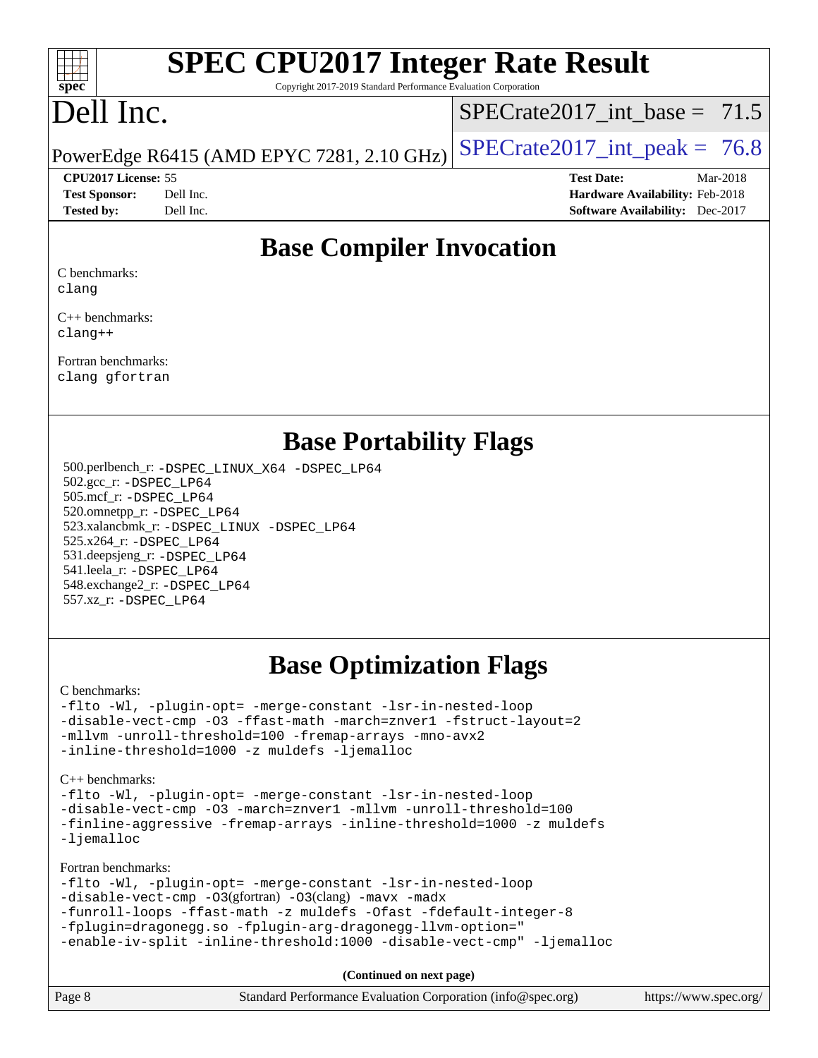# SPEC CPU2017 Integer Rate Result

Copyright 2017-2019 Standard Performance Evaluation Corporation

# Dell Inc.

PowerEdge R6415 (AMD EPYC 7281, 2.10 GHz)

SPECrate2017_int_base = 71.5

SPECrate2017_int_peak = 76.8

**CPU2017 License:** 55
**Test Sponsor:** Dell Inc.
**Tested by:** Dell Inc.

**Test Date:** Mar-2018
**Hardware Availability:** Feb-2018
**Software Availability:** Dec-2017

## Base Compiler Invocation

C benchmarks:
clang

C++ benchmarks:
clang++

Fortran benchmarks:
clang gfortran

## Base Portability Flags

500.perlbench_r: -DSPEC_LINUX_X64 -DSPEC_LP64
502.gcc_r: -DSPEC_LP64
505.mcf_r: -DSPEC_LP64
520.omnetpp_r: -DSPEC_LP64
523.xalancbmk_r: -DSPEC_LINUX -DSPEC_LP64
525.x264_r: -DSPEC_LP64
531.deepsjeng_r: -DSPEC_LP64
541.leela_r: -DSPEC_LP64
548.exchange2_r: -DSPEC_LP64
557.xz_r: -DSPEC_LP64

## Base Optimization Flags

C benchmarks:

```
-flto -Wl, -plugin-opt= -merge-constant -lsr-in-nested-loop
-disable-vect-cmp -O3 -ffast-math -march=znver1 -fstruct-layout=2
-mllvm -unroll-threshold=100 -fremap-arrays -mno-avx2
-inline-threshold=1000 -z muldefs -ljemalloc
```

C++ benchmarks:

```
-flto -Wl, -plugin-opt= -merge-constant -lsr-in-nested-loop
-disable-vect-cmp -O3 -march=znver1 -mllvm -unroll-threshold=100
-finline-aggressive -fremap-arrays -inline-threshold=1000 -z muldefs
-ljemalloc
```

Fortran benchmarks:

```
-flto -Wl, -plugin-opt= -merge-constant -lsr-in-nested-loop
-disable-vect-cmp -O3(gfortran) -O3(clang) -mavx -madx
-funroll-loops -ffast-math -z muldefs -Ofast -fdefault-integer-8
-fplugin=dragonegg.so -fplugin-arg-dragonegg-llvm-option="
-enable-iv-split -inline-threshold:1000 -disable-vect-cmp" -ljemalloc
```

**(Continued on next page)**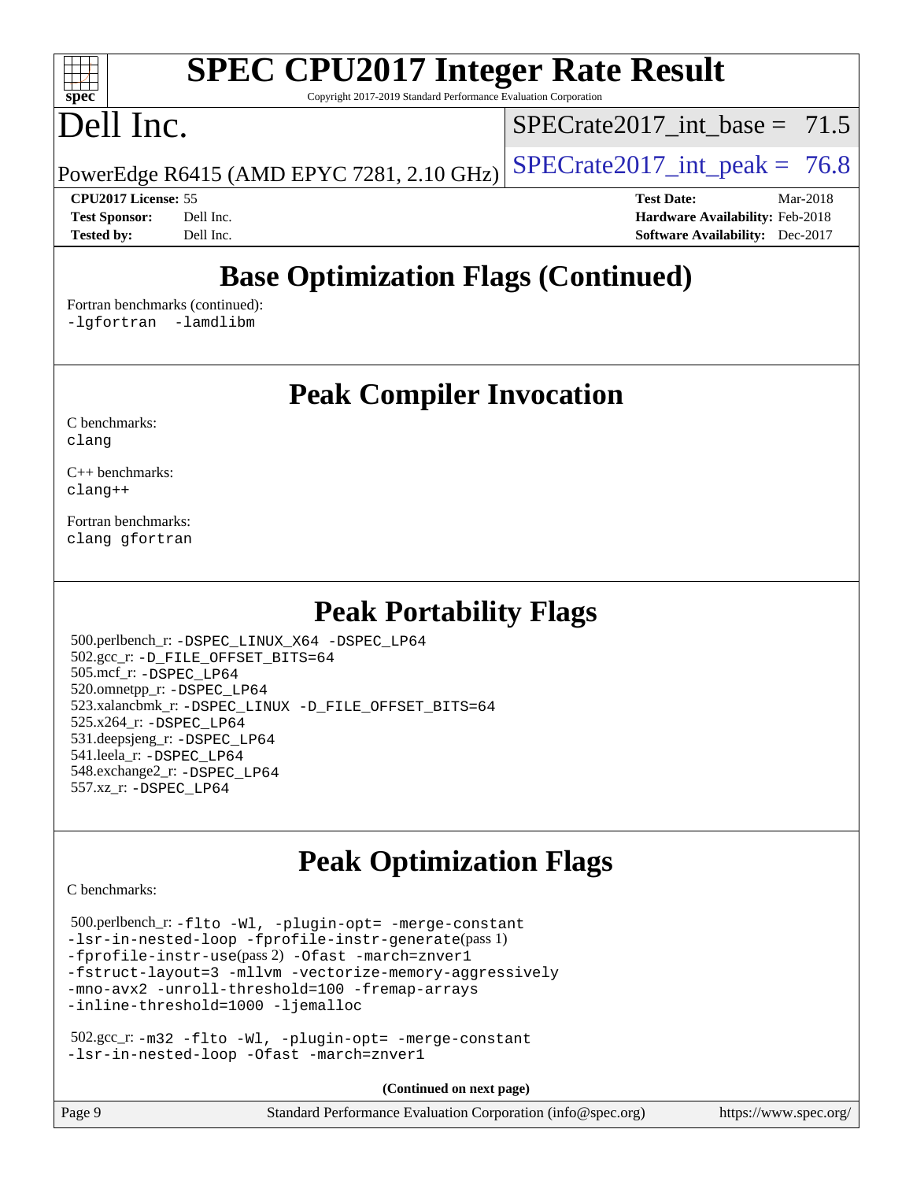## Base Optimization Flags (Continued)

Fortran benchmarks (continued):
-lgfortran -lamdlibm

## Peak Compiler Invocation

C benchmarks:
clang

C++ benchmarks:
clang++

Fortran benchmarks:
clang gfortran

## Peak Portability Flags

500.perlbench_r: -DSPEC_LINUX_X64 -DSPEC_LP64
502.gcc_r: -D_FILE_OFFSET_BITS=64
505.mcf_r: -DSPEC_LP64
520.omnetpp_r: -DSPEC_LP64
523.xalancbmk_r: -DSPEC_LINUX -D_FILE_OFFSET_BITS=64
525.x264_r: -DSPEC_LP64
531.deepsjeng_r: -DSPEC_LP64
541.leela_r: -DSPEC_LP64
548.exchange2_r: -DSPEC_LP64
557.xz_r: -DSPEC_LP64

## Peak Optimization Flags

C benchmarks:

500.perlbench_r: -flto -Wl, -plugin-opt= -merge-constant -lsr-in-nested-loop -fprofile-instr-generate(pass 1) -fprofile-instr-use(pass 2) -Ofast -march=znver1 -fstruct-layout=3 -mllvm -vectorize-memory-aggressively -mno-avx2 -unroll-threshold=100 -fremap-arrays -inline-threshold=1000 -ljemalloc

502.gcc_r: -m32 -flto -Wl, -plugin-opt= -merge-constant -lsr-in-nested-loop -Ofast -march=znver1

**(Continued on next page)**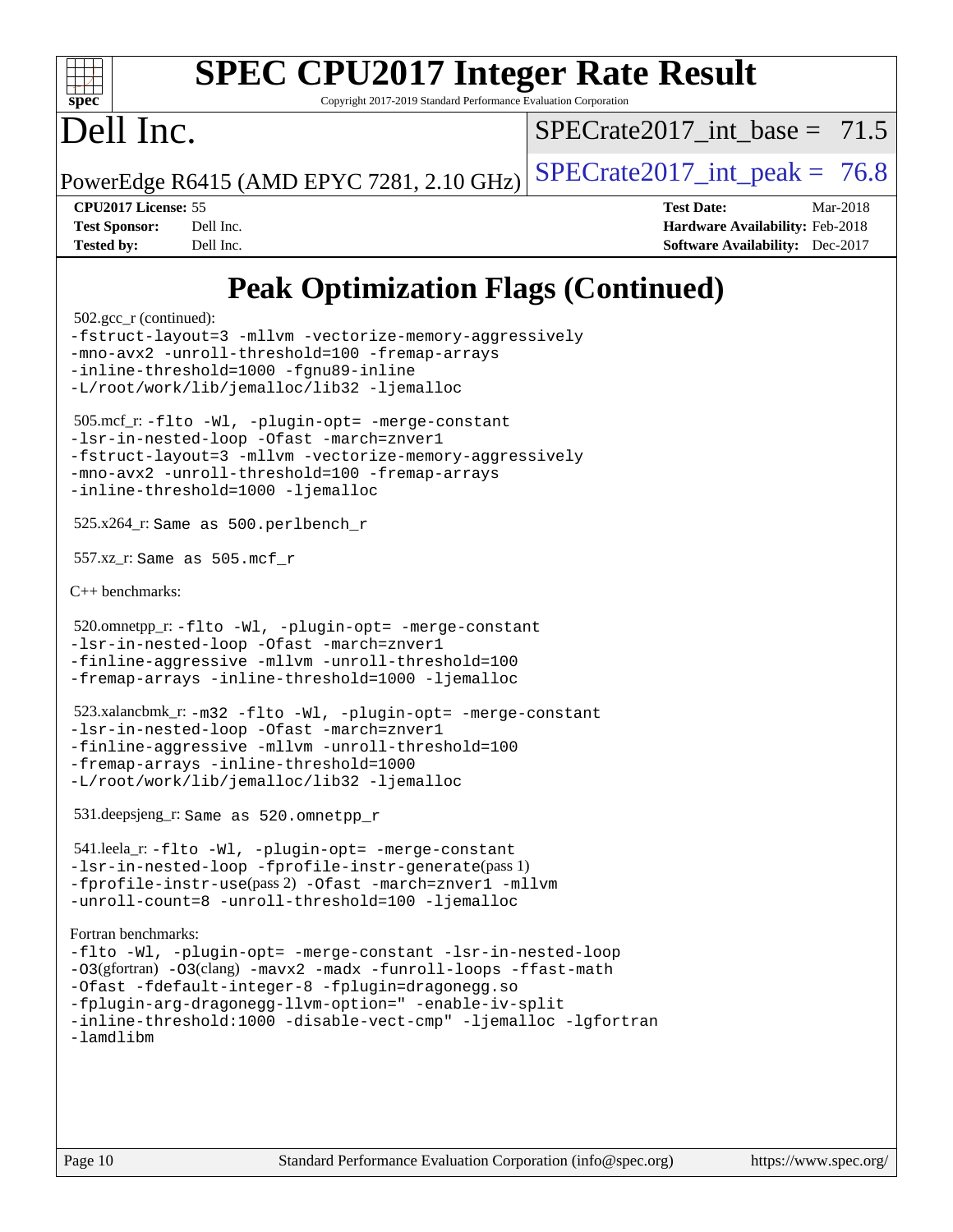# SPEC CPU2017 Integer Rate Result

Copyright 2017-2019 Standard Performance Evaluation Corporation

# Dell Inc.

PowerEdge R6415 (AMD EPYC 7281, 2.10 GHz)

SPECrate2017_int_base = 71.5

SPECrate2017_int_peak = 76.8

**CPU2017 License:** 55
**Test Sponsor:** Dell Inc.
**Tested by:** Dell Inc.

**Test Date:** Mar-2018
**Hardware Availability:** Feb-2018
**Software Availability:** Dec-2017

## Peak Optimization Flags (Continued)

502.gcc_r (continued):
```
-fstruct-layout=3 -mllvm -vectorize-memory-aggressively
-mno-avx2 -unroll-threshold=100 -fremap-arrays
-inline-threshold=1000 -fgnu89-inline
-L/root/work/lib/jemalloc/lib32 -ljemalloc
```

505.mcf_r:
```
-flto -Wl, -plugin-opt= -merge-constant
-lsr-in-nested-loop -Ofast -march=znver1
-fstruct-layout=3 -mllvm -vectorize-memory-aggressively
-mno-avx2 -unroll-threshold=100 -fremap-arrays
-inline-threshold=1000 -ljemalloc
```

525.x264_r: Same as 500.perlbench_r

557.xz_r: Same as 505.mcf_r

C++ benchmarks:

520.omnetpp_r:
```
-flto -Wl, -plugin-opt= -merge-constant
-lsr-in-nested-loop -Ofast -march=znver1
-finline-aggressive -mllvm -unroll-threshold=100
-fremap-arrays -inline-threshold=1000 -ljemalloc
```

523.xalancbmk_r:
```
-m32 -flto -Wl, -plugin-opt= -merge-constant
-lsr-in-nested-loop -Ofast -march=znver1
-finline-aggressive -mllvm -unroll-threshold=100
-fremap-arrays -inline-threshold=1000
-L/root/work/lib/jemalloc/lib32 -ljemalloc
```

531.deepsjeng_r: Same as 520.omnetpp_r

541.leela_r:
```
-flto -Wl, -plugin-opt= -merge-constant
-lsr-in-nested-loop -fprofile-instr-generate(pass 1)
-fprofile-instr-use(pass 2) -Ofast -march=znver1 -mllvm
-unroll-count=8 -unroll-threshold=100 -ljemalloc
```

Fortran benchmarks:
```
-flto -Wl, -plugin-opt= -merge-constant -lsr-in-nested-loop
-O3(gfortran) -O3(clang) -mavx2 -madx -funroll-loops -ffast-math
-Ofast -fdefault-integer-8 -fplugin=dragonegg.so
-fplugin-arg-dragonegg-llvm-option=" -enable-iv-split
-inline-threshold:1000 -disable-vect-cmp" -ljemalloc -lgfortran
-lamdlibm
```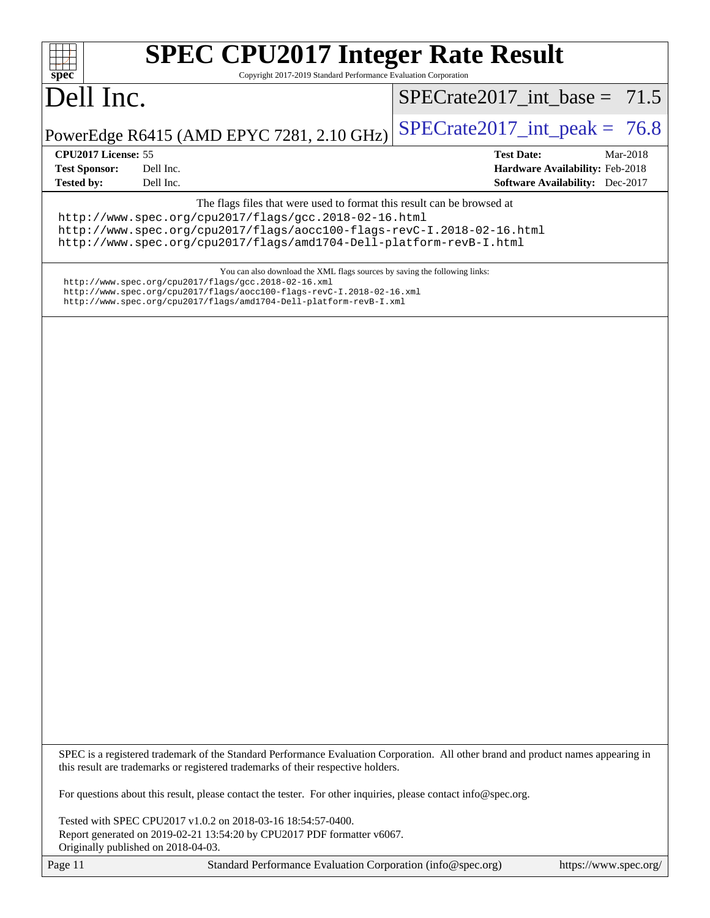# SPEC CPU2017 Integer Rate Result

Copyright 2017-2019 Standard Performance Evaluation Corporation

# Dell Inc.

PowerEdge R6415 (AMD EPYC 7281, 2.10 GHz)

SPECrate2017_int_base = 71.5

SPECrate2017_int_peak = 76.8

**CPU2017 License:** 55
**Test Sponsor:** Dell Inc.
**Tested by:** Dell Inc.

**Test Date:** Mar-2018
**Hardware Availability:** Feb-2018
**Software Availability:** Dec-2017

The flags files that were used to format this result can be browsed at

http://www.spec.org/cpu2017/flags/gcc.2018-02-16.html
http://www.spec.org/cpu2017/flags/aocc100-flags-revC-I.2018-02-16.html
http://www.spec.org/cpu2017/flags/amd1704-Dell-platform-revB-I.html

You can also download the XML flags sources by saving the following links:

http://www.spec.org/cpu2017/flags/gcc.2018-02-16.xml
http://www.spec.org/cpu2017/flags/aocc100-flags-revC-I.2018-02-16.xml
http://www.spec.org/cpu2017/flags/amd1704-Dell-platform-revB-I.xml

SPEC is a registered trademark of the Standard Performance Evaluation Corporation. All other brand and product names appearing in this result are trademarks or registered trademarks of their respective holders.

For questions about this result, please contact the tester. For other inquiries, please contact info@spec.org.

Tested with SPEC CPU2017 v1.0.2 on 2018-03-16 18:54:57-0400.
Report generated on 2019-02-21 13:54:20 by CPU2017 PDF formatter v6067.
Originally published on 2018-04-03.